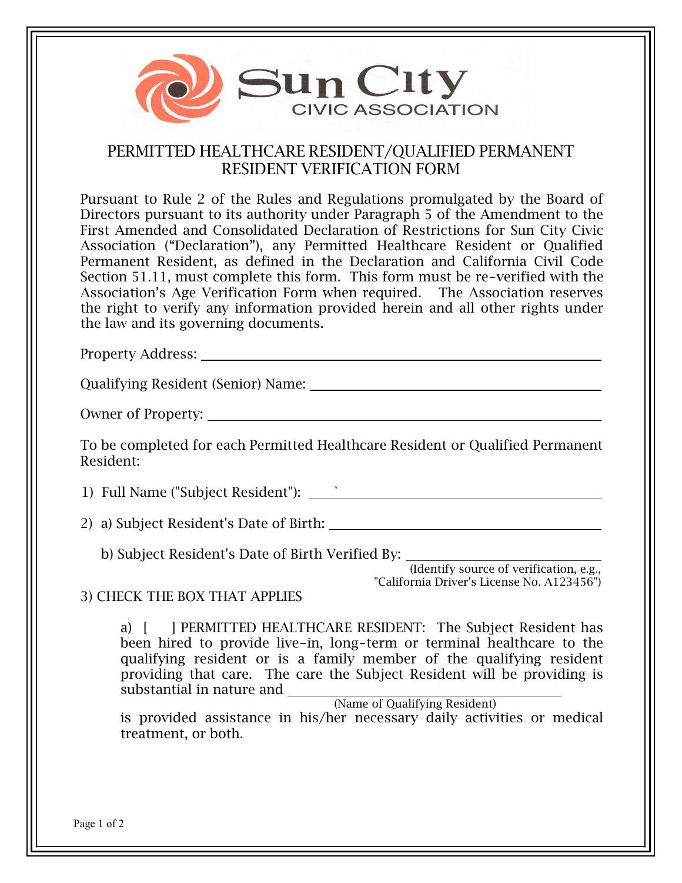Sun City
CIVIC ASSOCIATION

# PERMITTED HEALTHCARE RESIDENT/QUALIFIED PERMANENT RESIDENT VERIFICATION FORM

Pursuant to Rule 2 of the Rules and Regulations promulgated by the Board of Directors pursuant to its authority under Paragraph 5 of the Amendment to the First Amended and Consolidated Declaration of Restrictions for Sun City Civic Association ("Declaration"), any Permitted Healthcare Resident or Qualified Permanent Resident, as defined in the Declaration and California Civil Code Section 51.11, must complete this form. This form must be re-verified with the Association's Age Verification Form when required. The Association reserves the right to verify any information provided herein and all other rights under the law and its governing documents.

Property Address: ____________________________________________

Qualifying Resident (Senior) Name: ______________________________

Owner of Property: ___________________________________________

To be completed for each Permitted Healthcare Resident or Qualified Permanent Resident:

1) Full Name ("Subject Resident"): ______________________________

2) a) Subject Resident's Date of Birth: ____________________________

   b) Subject Resident's Date of Birth Verified By: ____________________
   (Identify source of verification, e.g., "California Driver's License No. A123456")

3) CHECK THE BOX THAT APPLIES

   a) [ ] PERMITTED HEALTHCARE RESIDENT: The Subject Resident has been hired to provide live-in, long-term or terminal healthcare to the qualifying resident or is a family member of the qualifying resident providing that care. The care the Subject Resident will be providing is substantial in nature and ______________________________
   (Name of Qualifying Resident)
   is provided assistance in his/her necessary daily activities or medical treatment, or both.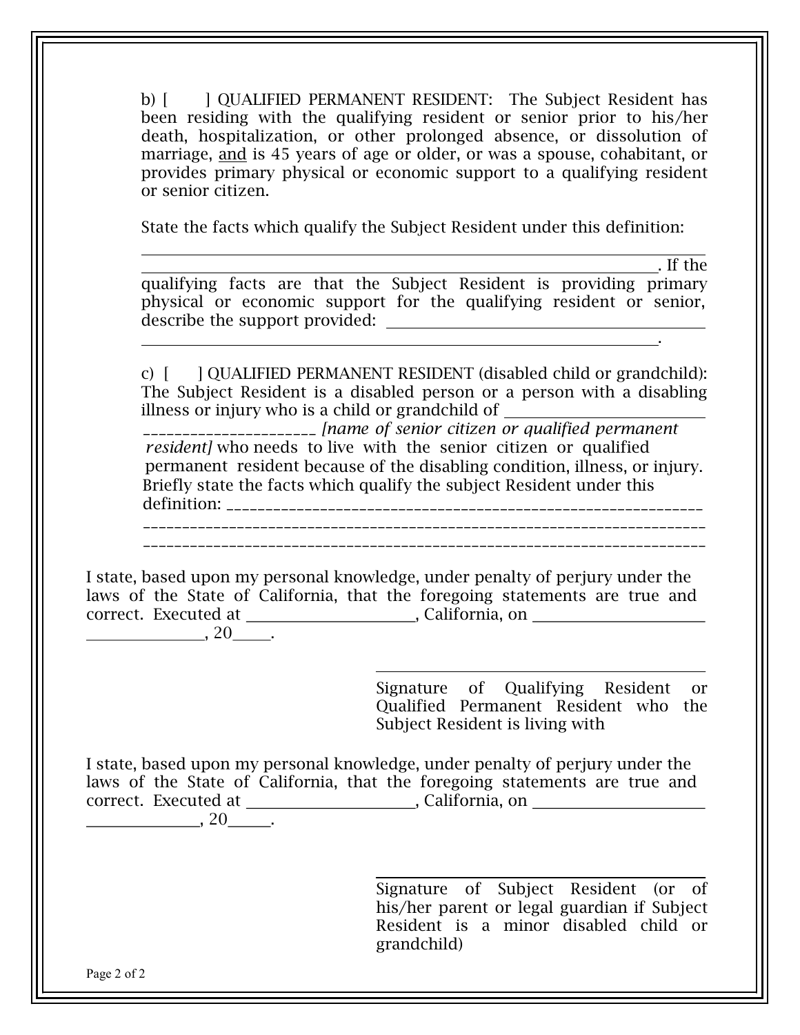b) [ ] QUALIFIED PERMANENT RESIDENT: The Subject Resident has been residing with the qualifying resident or senior prior to his/her death, hospitalization, or other prolonged absence, or dissolution of marriage, <u>and</u> is 45 years of age or older, or was a spouse, cohabitant, or provides primary physical or economic support to a qualifying resident or senior citizen.

State the facts which qualify the Subject Resident under this definition:

______________________________________________________________________
_________________________________________________________________. If the qualifying facts are that the Subject Resident is providing primary physical or economic support for the qualifying resident or senior, describe the support provided: ________________________________________
_________________________________________________________________.

c) [ ] QUALIFIED PERMANENT RESIDENT (disabled child or grandchild): The Subject Resident is a disabled person or a person with a disabling illness or injury who is a child or grandchild of ________________________
______________________ *[name of senior citizen or qualified permanent resident]* who needs to live with the senior citizen or qualified permanent resident because of the disabling condition, illness, or injury. Briefly state the facts which qualify the subject Resident under this definition: ______________________________________________________________
______________________________________________________________________
______________________________________________________________________

I state, based upon my personal knowledge, under penalty of perjury under the laws of the State of California, that the foregoing statements are true and correct. Executed at ____________________, California, on ____________________
______________, 20____.

_______________________________________
Signature of Qualifying Resident or Qualified Permanent Resident who the Subject Resident is living with

I state, based upon my personal knowledge, under penalty of perjury under the laws of the State of California, that the foregoing statements are true and correct. Executed at ____________________, California, on ____________________
______________, 20_____.

_______________________________________
Signature of Subject Resident (or of his/her parent or legal guardian if Subject Resident is a minor disabled child or grandchild)